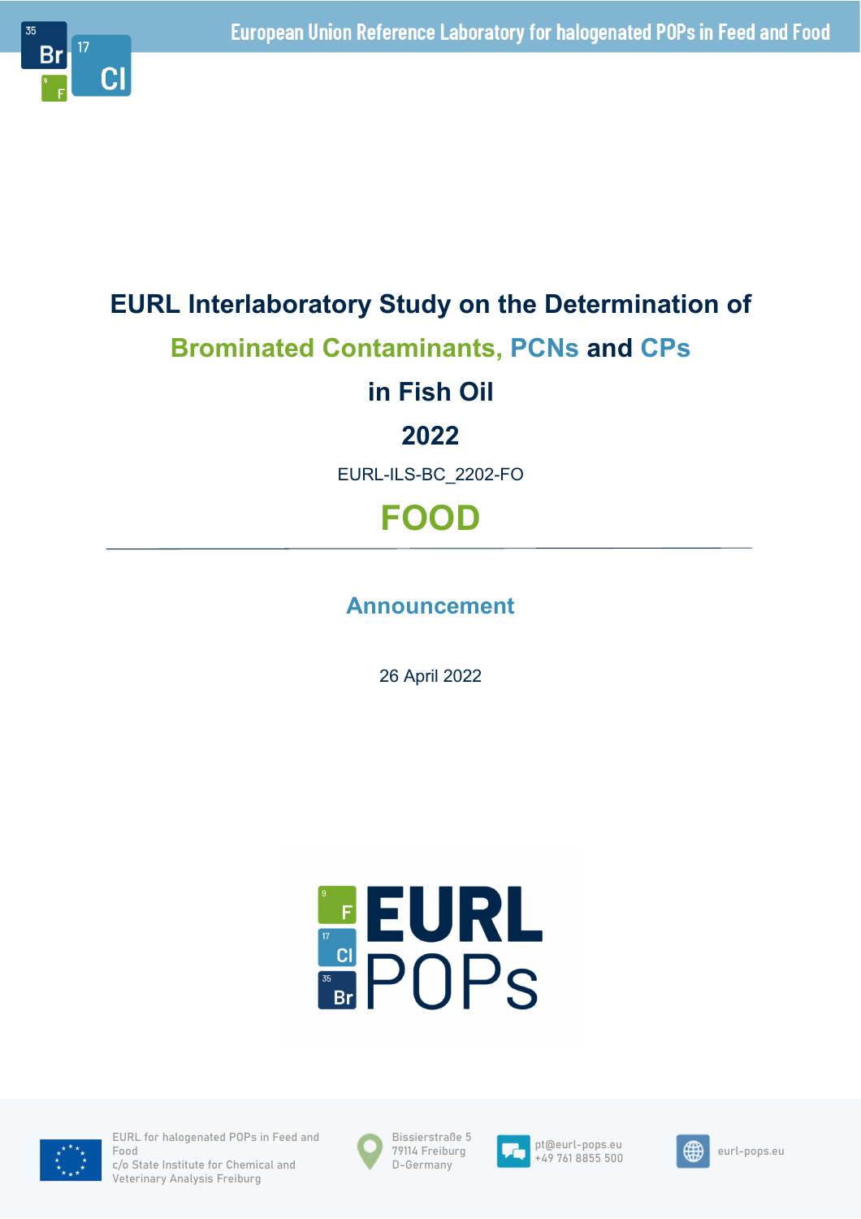# EURL Interlaboratory Study on the Determination of Brominated Contaminants, PCNs and CPs in Fish Oil 2022

EURL-ILS-BC_2202-FO

## FOOD

## Announcement

26 April 2022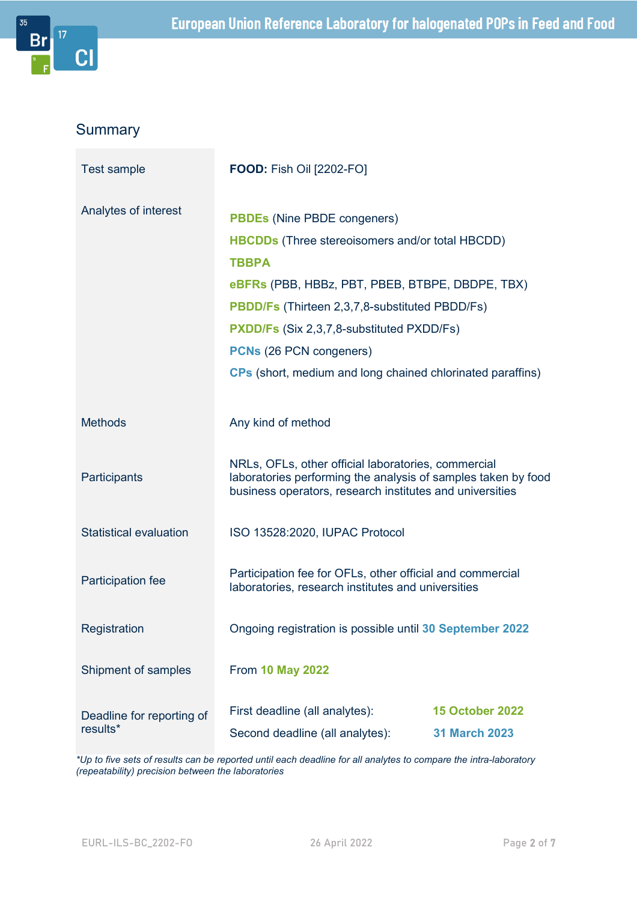## Summary

| | |
|---|---|
| Test sample | **FOOD:** Fish Oil [2202-FO] |
| Analytes of interest | **PBDEs** (Nine PBDE congeners)<br>**HBCDDs** (Three stereoisomers and/or total HBCDD)<br>**TBBPA**<br>**eBFRs** (PBB, HBBz, PBT, PBEB, BTBPE, DBDPE, TBX)<br>**PBDD/Fs** (Thirteen 2,3,7,8-substituted PBDD/Fs)<br>**PXDD/Fs** (Six 2,3,7,8-substituted PXDD/Fs)<br>**PCNs** (26 PCN congeners)<br>**CPs** (short, medium and long chained chlorinated paraffins) |
| Methods | Any kind of method |
| Participants | NRLs, OFLs, other official laboratories, commercial laboratories performing the analysis of samples taken by food business operators, research institutes and universities |
| Statistical evaluation | ISO 13528:2020, IUPAC Protocol |
| Participation fee | Participation fee for OFLs, other official and commercial laboratories, research institutes and universities |
| Registration | Ongoing registration is possible until **30 September 2022** |
| Shipment of samples | From **10 May 2022** |
| Deadline for reporting of results* | First deadline (all analytes): **15 October 2022**<br>Second deadline (all analytes): **31 March 2023** |

*\*Up to five sets of results can be reported until each deadline for all analytes to compare the intra-laboratory (repeatability) precision between the laboratories*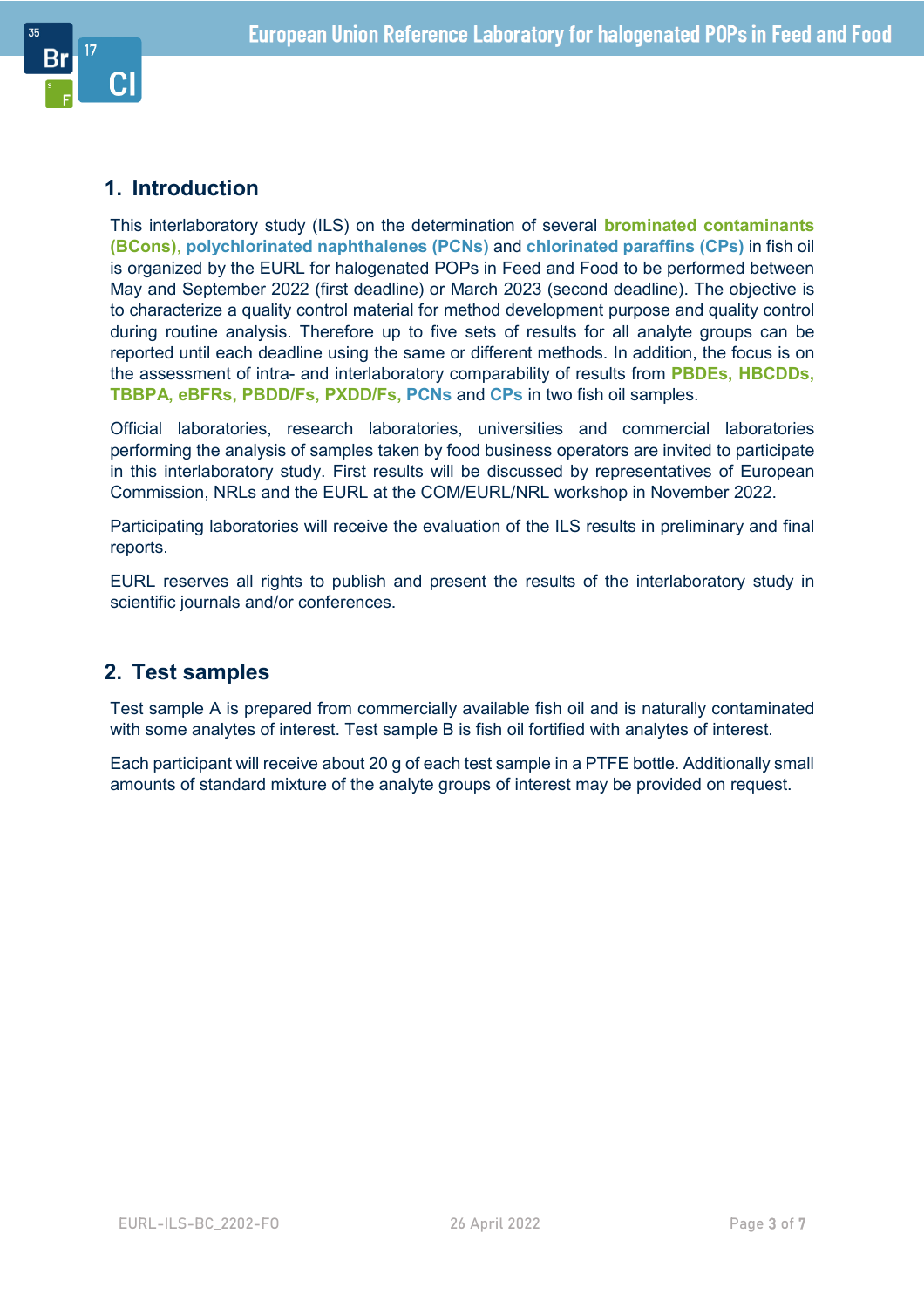## 1. Introduction

This interlaboratory study (ILS) on the determination of several **brominated contaminants (BCons)**, **polychlorinated naphthalenes (PCNs)** and **chlorinated paraffins (CPs)** in fish oil is organized by the EURL for halogenated POPs in Feed and Food to be performed between May and September 2022 (first deadline) or March 2023 (second deadline). The objective is to characterize a quality control material for method development purpose and quality control during routine analysis. Therefore up to five sets of results for all analyte groups can be reported until each deadline using the same or different methods. In addition, the focus is on the assessment of intra- and interlaboratory comparability of results from **PBDEs, HBCDDs, TBBPA, eBFRs, PBDD/Fs, PXDD/Fs, PCNs** and **CPs** in two fish oil samples.

Official laboratories, research laboratories, universities and commercial laboratories performing the analysis of samples taken by food business operators are invited to participate in this interlaboratory study. First results will be discussed by representatives of European Commission, NRLs and the EURL at the COM/EURL/NRL workshop in November 2022.

Participating laboratories will receive the evaluation of the ILS results in preliminary and final reports.

EURL reserves all rights to publish and present the results of the interlaboratory study in scientific journals and/or conferences.

## 2. Test samples

Test sample A is prepared from commercially available fish oil and is naturally contaminated with some analytes of interest. Test sample B is fish oil fortified with analytes of interest.

Each participant will receive about 20 g of each test sample in a PTFE bottle. Additionally small amounts of standard mixture of the analyte groups of interest may be provided on request.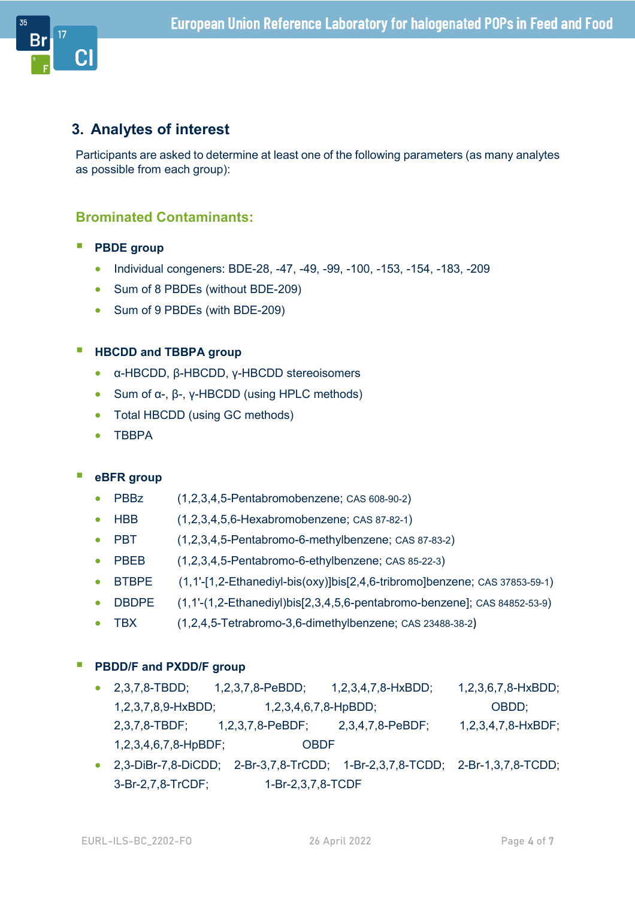## 3. Analytes of interest

Participants are asked to determine at least one of the following parameters (as many analytes as possible from each group):

### Brominated Contaminants:

- **PBDE group**
  - Individual congeners: BDE-28, -47, -49, -99, -100, -153, -154, -183, -209
  - Sum of 8 PBDEs (without BDE-209)
  - Sum of 9 PBDEs (with BDE-209)

- **HBCDD and TBBPA group**
  - α-HBCDD, β-HBCDD, γ-HBCDD stereoisomers
  - Sum of α-, β-, γ-HBCDD (using HPLC methods)
  - Total HBCDD (using GC methods)
  - TBBPA

- **eBFR group**
  - PBBz (1,2,3,4,5-Pentabromobenzene; CAS 608-90-2)
  - HBB (1,2,3,4,5,6-Hexabromobenzene; CAS 87-82-1)
  - PBT (1,2,3,4,5-Pentabromo-6-methylbenzene; CAS 87-83-2)
  - PBEB (1,2,3,4,5-Pentabromo-6-ethylbenzene; CAS 85-22-3)
  - BTBPE (1,1'-[1,2-Ethanediyl-bis(oxy)]bis[2,4,6-tribromo]benzene; CAS 37853-59-1)
  - DBDPE (1,1'-(1,2-Ethanediyl)bis[2,3,4,5,6-pentabromo-benzene]; CAS 84852-53-9)
  - TBX (1,2,4,5-Tetrabromo-3,6-dimethylbenzene; CAS 23488-38-2)

- **PBDD/F and PXDD/F group**
  - 2,3,7,8-TBDD; 1,2,3,7,8-PeBDD; 1,2,3,4,7,8-HxBDD; 1,2,3,6,7,8-HxBDD; 1,2,3,7,8,9-HxBDD; 1,2,3,4,6,7,8-HpBDD; OBDD; 2,3,7,8-TBDF; 1,2,3,7,8-PeBDF; 2,3,4,7,8-PeBDF; 1,2,3,4,7,8-HxBDF; 1,2,3,4,6,7,8-HpBDF; OBDF
  - 2,3-DiBr-7,8-DiCDD; 2-Br-3,7,8-TrCDD; 1-Br-2,3,7,8-TCDD; 2-Br-1,3,7,8-TCDD; 3-Br-2,7,8-TrCDF; 1-Br-2,3,7,8-TCDF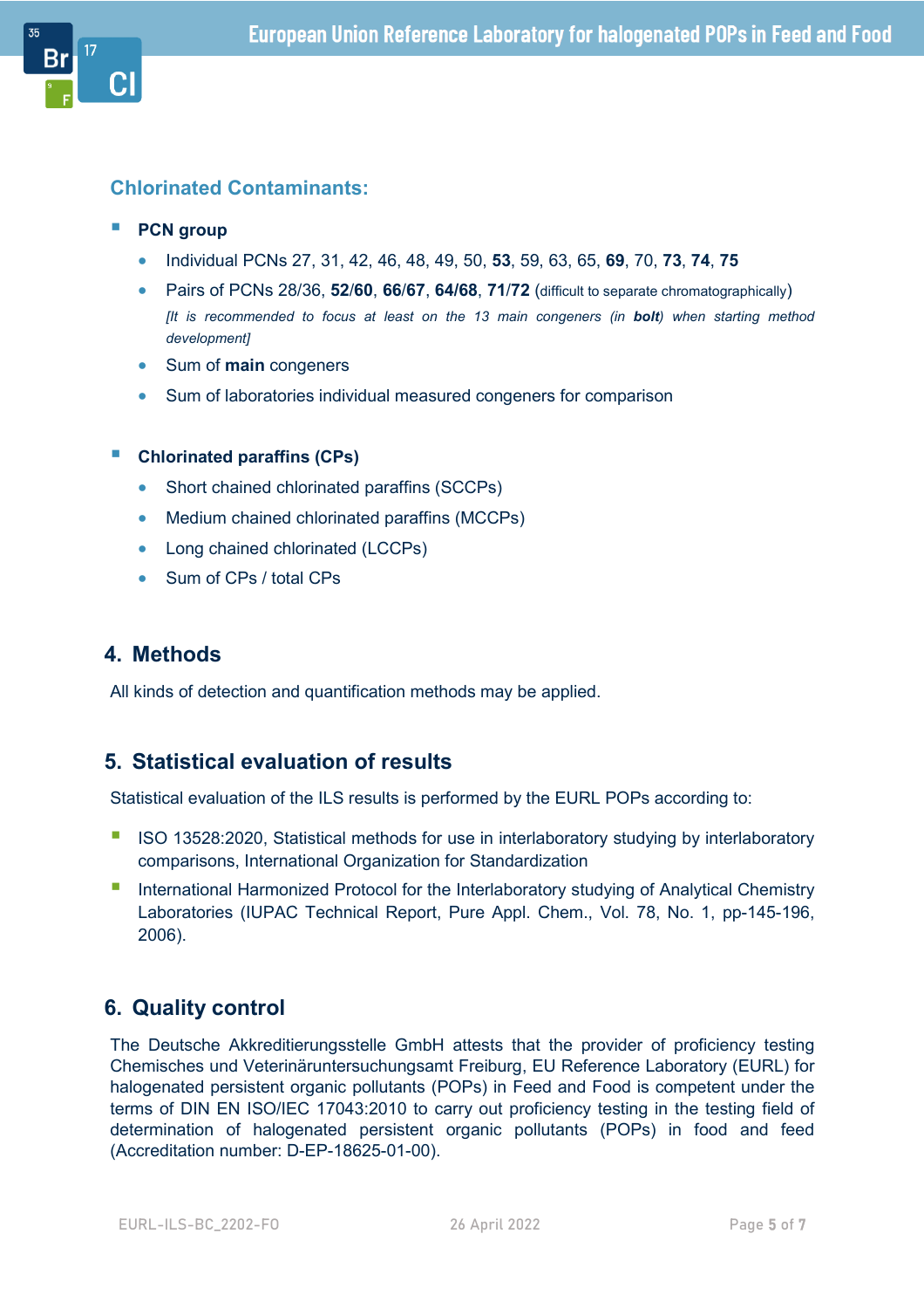### Chlorinated Contaminants:

- **PCN group**
  - Individual PCNs 27, 31, 42, 46, 48, 49, 50, **53**, 59, 63, 65, **69**, 70, **73**, **74**, **75**
  - Pairs of PCNs 28/36, **52**/**60**, **66**/**67**, **64/68**, **71**/**72** (difficult to separate chromatographically)
    *[It is recommended to focus at least on the 13 main congeners (in* ***bolt****) when starting method development]*
  - Sum of **main** congeners
  - Sum of laboratories individual measured congeners for comparison

- **Chlorinated paraffins (CPs)**
  - Short chained chlorinated paraffins (SCCPs)
  - Medium chained chlorinated paraffins (MCCPs)
  - Long chained chlorinated (LCCPs)
  - Sum of CPs / total CPs

## 4. Methods

All kinds of detection and quantification methods may be applied.

## 5. Statistical evaluation of results

Statistical evaluation of the ILS results is performed by the EURL POPs according to:

- ISO 13528:2020, Statistical methods for use in interlaboratory studying by interlaboratory comparisons, International Organization for Standardization
- International Harmonized Protocol for the Interlaboratory studying of Analytical Chemistry Laboratories (IUPAC Technical Report, Pure Appl. Chem., Vol. 78, No. 1, pp-145-196, 2006).

## 6. Quality control

The Deutsche Akkreditierungsstelle GmbH attests that the provider of proficiency testing Chemisches und Veterinäruntersuchungsamt Freiburg, EU Reference Laboratory (EURL) for halogenated persistent organic pollutants (POPs) in Feed and Food is competent under the terms of DIN EN ISO/IEC 17043:2010 to carry out proficiency testing in the testing field of determination of halogenated persistent organic pollutants (POPs) in food and feed (Accreditation number: D-EP-18625-01-00).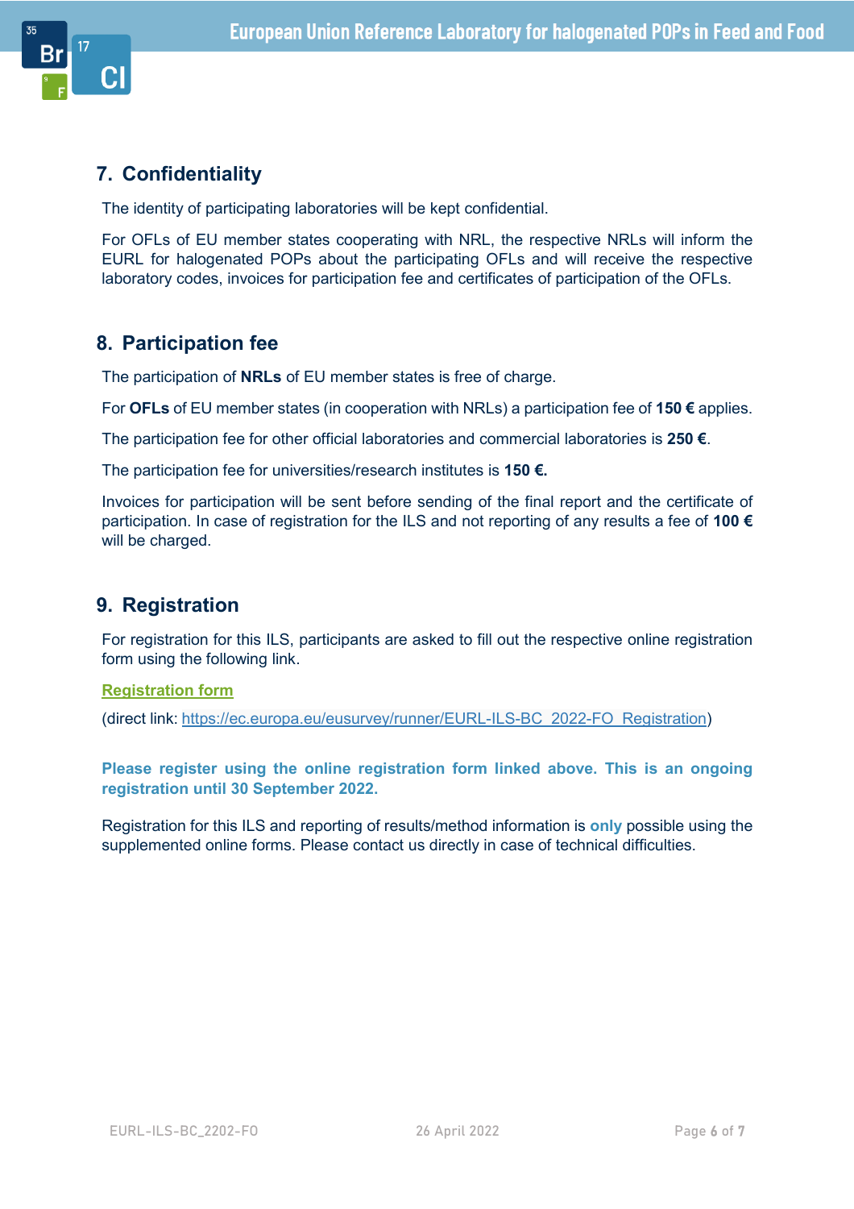## 7. Confidentiality

The identity of participating laboratories will be kept confidential.

For OFLs of EU member states cooperating with NRL, the respective NRLs will inform the EURL for halogenated POPs about the participating OFLs and will receive the respective laboratory codes, invoices for participation fee and certificates of participation of the OFLs.

## 8. Participation fee

The participation of **NRLs** of EU member states is free of charge.

For **OFLs** of EU member states (in cooperation with NRLs) a participation fee of **150 €** applies.

The participation fee for other official laboratories and commercial laboratories is **250 €**.

The participation fee for universities/research institutes is **150 €.**

Invoices for participation will be sent before sending of the final report and the certificate of participation. In case of registration for the ILS and not reporting of any results a fee of **100 €** will be charged.

## 9. Registration

For registration for this ILS, participants are asked to fill out the respective online registration form using the following link.

**Registration form**

(direct link: https://ec.europa.eu/eusurvey/runner/EURL-ILS-BC_2022-FO_Registration)

**Please register using the online registration form linked above. This is an ongoing registration until 30 September 2022.**

Registration for this ILS and reporting of results/method information is **only** possible using the supplemented online forms. Please contact us directly in case of technical difficulties.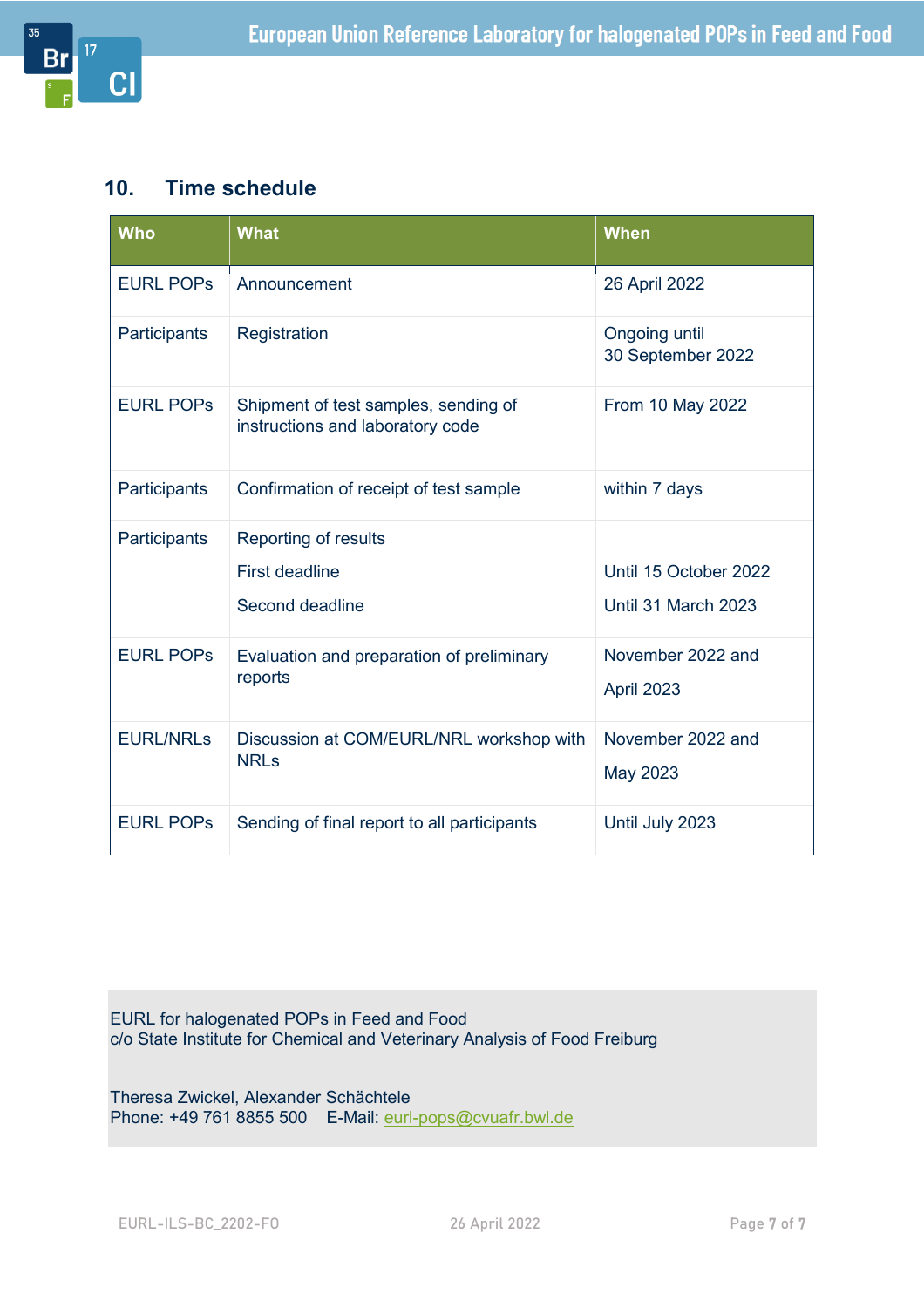## 10. Time schedule

| Who | What | When |
|---|---|---|
| EURL POPs | Announcement | 26 April 2022 |
| Participants | Registration | Ongoing until 30 September 2022 |
| EURL POPs | Shipment of test samples, sending of instructions and laboratory code | From 10 May 2022 |
| Participants | Confirmation of receipt of test sample | within 7 days |
| Participants | Reporting of results<br>First deadline<br>Second deadline | <br>Until 15 October 2022<br>Until 31 March 2023 |
| EURL POPs | Evaluation and preparation of preliminary reports | November 2022 and<br>April 2023 |
| EURL/NRLs | Discussion at COM/EURL/NRL workshop with NRLs | November 2022 and<br>May 2023 |
| EURL POPs | Sending of final report to all participants | Until July 2023 |

EURL for halogenated POPs in Feed and Food
c/o State Institute for Chemical and Veterinary Analysis of Food Freiburg

Theresa Zwickel, Alexander Schächtele
Phone: +49 761 8855 500 E-Mail: eurl-pops@cvuafr.bwl.de